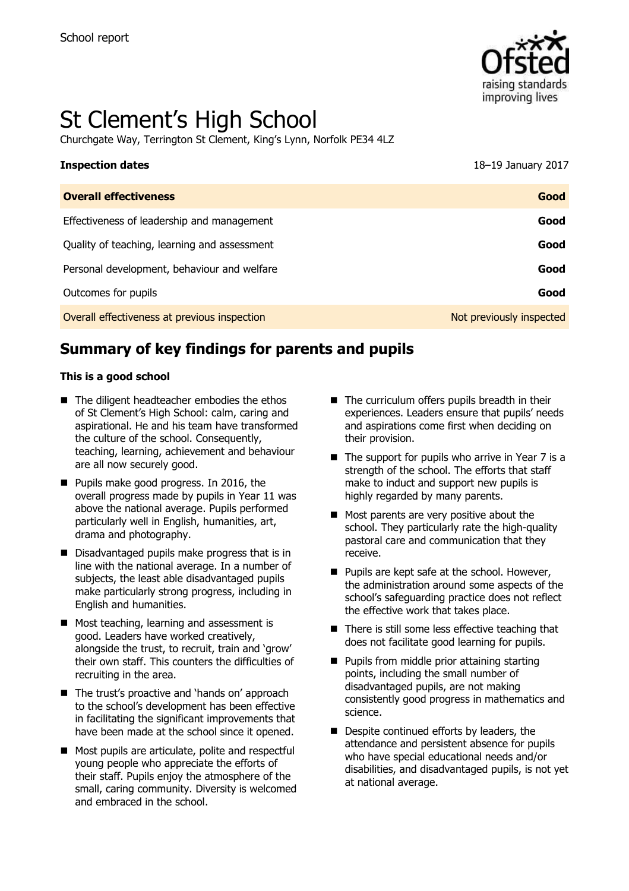School report

# St Clement's High School

Churchgate Way, Terrington St Clement, King's Lynn, Norfolk PE34 4LZ

| **Inspection dates** | 18–19 January 2017 |
| --- | --- |
| **Overall effectiveness** | **Good** |
| Effectiveness of leadership and management | **Good** |
| Quality of teaching, learning and assessment | **Good** |
| Personal development, behaviour and welfare | **Good** |
| Outcomes for pupils | **Good** |
| Overall effectiveness at previous inspection | Not previously inspected |

## Summary of key findings for parents and pupils

**This is a good school**

- The diligent headteacher embodies the ethos of St Clement's High School: calm, caring and aspirational. He and his team have transformed the culture of the school. Consequently, teaching, learning, achievement and behaviour are all now securely good.
- Pupils make good progress. In 2016, the overall progress made by pupils in Year 11 was above the national average. Pupils performed particularly well in English, humanities, art, drama and photography.
- Disadvantaged pupils make progress that is in line with the national average. In a number of subjects, the least able disadvantaged pupils make particularly strong progress, including in English and humanities.
- Most teaching, learning and assessment is good. Leaders have worked creatively, alongside the trust, to recruit, train and 'grow' their own staff. This counters the difficulties of recruiting in the area.
- The trust's proactive and 'hands on' approach to the school's development has been effective in facilitating the significant improvements that have been made at the school since it opened.
- Most pupils are articulate, polite and respectful young people who appreciate the efforts of their staff. Pupils enjoy the atmosphere of the small, caring community. Diversity is welcomed and embraced in the school.
- The curriculum offers pupils breadth in their experiences. Leaders ensure that pupils' needs and aspirations come first when deciding on their provision.
- The support for pupils who arrive in Year 7 is a strength of the school. The efforts that staff make to induct and support new pupils is highly regarded by many parents.
- Most parents are very positive about the school. They particularly rate the high-quality pastoral care and communication that they receive.
- Pupils are kept safe at the school. However, the administration around some aspects of the school's safeguarding practice does not reflect the effective work that takes place.
- There is still some less effective teaching that does not facilitate good learning for pupils.
- Pupils from middle prior attaining starting points, including the small number of disadvantaged pupils, are not making consistently good progress in mathematics and science.
- Despite continued efforts by leaders, the attendance and persistent absence for pupils who have special educational needs and/or disabilities, and disadvantaged pupils, is not yet at national average.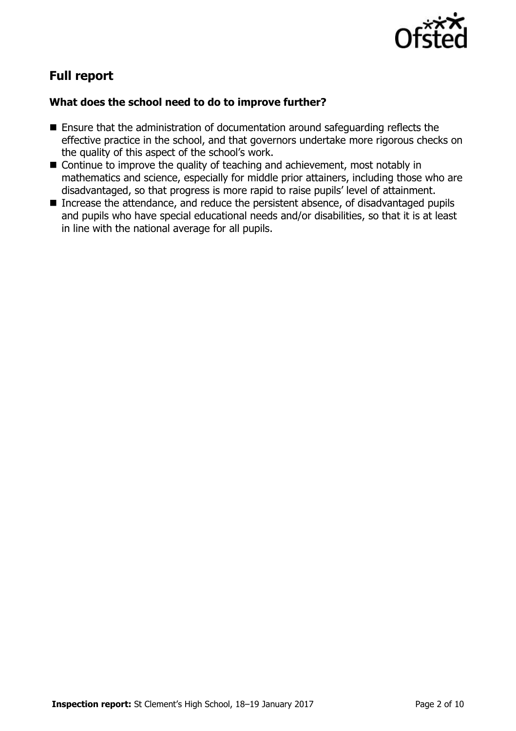## Full report

### What does the school need to do to improve further?

- Ensure that the administration of documentation around safeguarding reflects the effective practice in the school, and that governors undertake more rigorous checks on the quality of this aspect of the school's work.
- Continue to improve the quality of teaching and achievement, most notably in mathematics and science, especially for middle prior attainers, including those who are disadvantaged, so that progress is more rapid to raise pupils' level of attainment.
- Increase the attendance, and reduce the persistent absence, of disadvantaged pupils and pupils who have special educational needs and/or disabilities, so that it is at least in line with the national average for all pupils.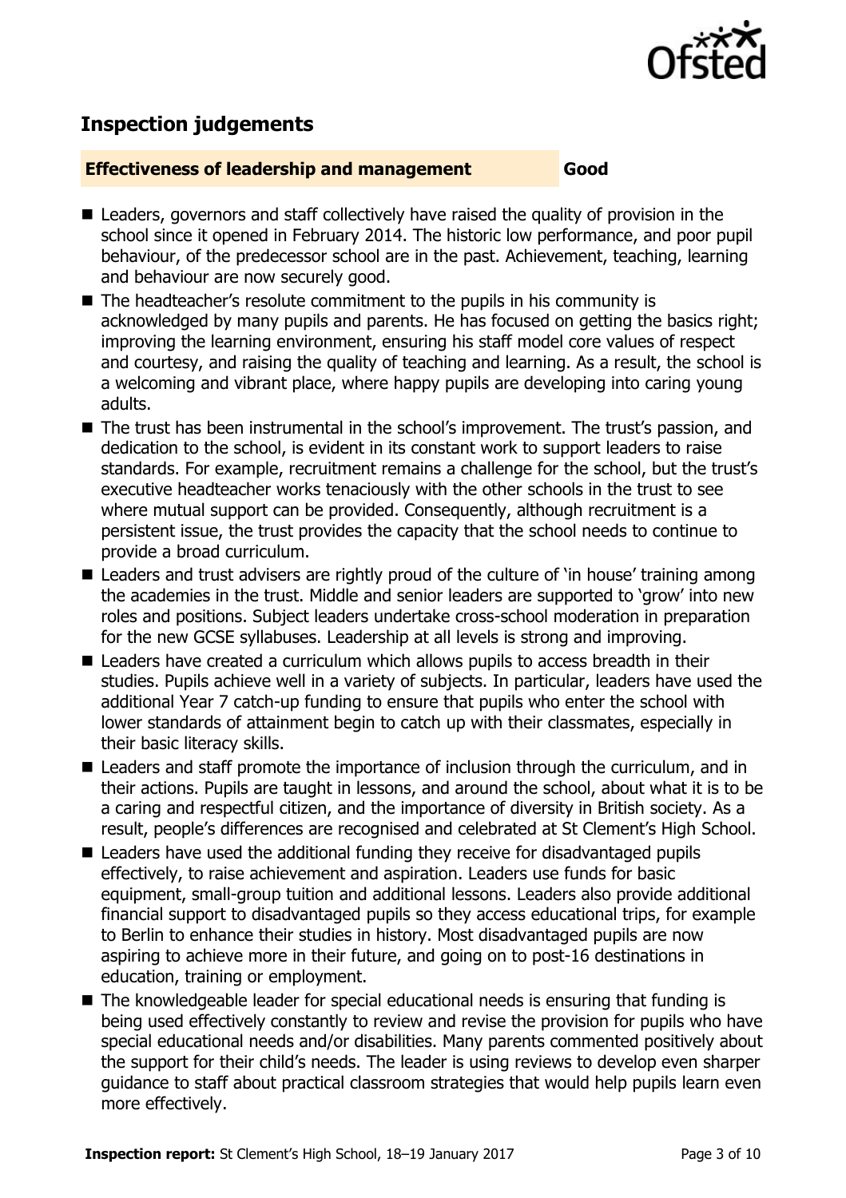## Inspection judgements

**Effectiveness of leadership and management** **Good**

- Leaders, governors and staff collectively have raised the quality of provision in the school since it opened in February 2014. The historic low performance, and poor pupil behaviour, of the predecessor school are in the past. Achievement, teaching, learning and behaviour are now securely good.
- The headteacher's resolute commitment to the pupils in his community is acknowledged by many pupils and parents. He has focused on getting the basics right; improving the learning environment, ensuring his staff model core values of respect and courtesy, and raising the quality of teaching and learning. As a result, the school is a welcoming and vibrant place, where happy pupils are developing into caring young adults.
- The trust has been instrumental in the school's improvement. The trust's passion, and dedication to the school, is evident in its constant work to support leaders to raise standards. For example, recruitment remains a challenge for the school, but the trust's executive headteacher works tenaciously with the other schools in the trust to see where mutual support can be provided. Consequently, although recruitment is a persistent issue, the trust provides the capacity that the school needs to continue to provide a broad curriculum.
- Leaders and trust advisers are rightly proud of the culture of 'in house' training among the academies in the trust. Middle and senior leaders are supported to 'grow' into new roles and positions. Subject leaders undertake cross-school moderation in preparation for the new GCSE syllabuses. Leadership at all levels is strong and improving.
- Leaders have created a curriculum which allows pupils to access breadth in their studies. Pupils achieve well in a variety of subjects. In particular, leaders have used the additional Year 7 catch-up funding to ensure that pupils who enter the school with lower standards of attainment begin to catch up with their classmates, especially in their basic literacy skills.
- Leaders and staff promote the importance of inclusion through the curriculum, and in their actions. Pupils are taught in lessons, and around the school, about what it is to be a caring and respectful citizen, and the importance of diversity in British society. As a result, people's differences are recognised and celebrated at St Clement's High School.
- Leaders have used the additional funding they receive for disadvantaged pupils effectively, to raise achievement and aspiration. Leaders use funds for basic equipment, small-group tuition and additional lessons. Leaders also provide additional financial support to disadvantaged pupils so they access educational trips, for example to Berlin to enhance their studies in history. Most disadvantaged pupils are now aspiring to achieve more in their future, and going on to post-16 destinations in education, training or employment.
- The knowledgeable leader for special educational needs is ensuring that funding is being used effectively constantly to review and revise the provision for pupils who have special educational needs and/or disabilities. Many parents commented positively about the support for their child's needs. The leader is using reviews to develop even sharper guidance to staff about practical classroom strategies that would help pupils learn even more effectively.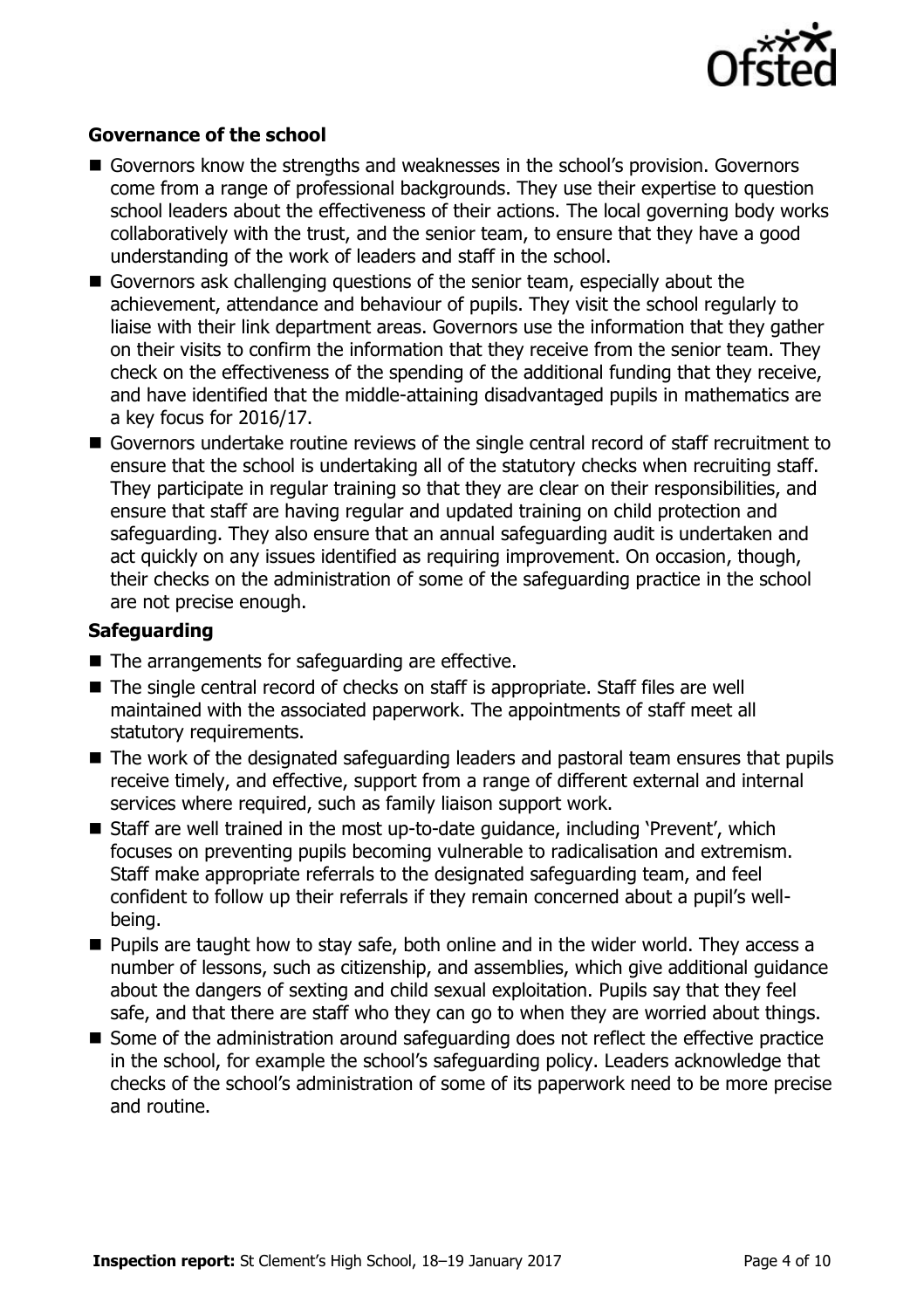### Governance of the school

- Governors know the strengths and weaknesses in the school's provision. Governors come from a range of professional backgrounds. They use their expertise to question school leaders about the effectiveness of their actions. The local governing body works collaboratively with the trust, and the senior team, to ensure that they have a good understanding of the work of leaders and staff in the school.
- Governors ask challenging questions of the senior team, especially about the achievement, attendance and behaviour of pupils. They visit the school regularly to liaise with their link department areas. Governors use the information that they gather on their visits to confirm the information that they receive from the senior team. They check on the effectiveness of the spending of the additional funding that they receive, and have identified that the middle-attaining disadvantaged pupils in mathematics are a key focus for 2016/17.
- Governors undertake routine reviews of the single central record of staff recruitment to ensure that the school is undertaking all of the statutory checks when recruiting staff. They participate in regular training so that they are clear on their responsibilities, and ensure that staff are having regular and updated training on child protection and safeguarding. They also ensure that an annual safeguarding audit is undertaken and act quickly on any issues identified as requiring improvement. On occasion, though, their checks on the administration of some of the safeguarding practice in the school are not precise enough.

### Safeguarding

- The arrangements for safeguarding are effective.
- The single central record of checks on staff is appropriate. Staff files are well maintained with the associated paperwork. The appointments of staff meet all statutory requirements.
- The work of the designated safeguarding leaders and pastoral team ensures that pupils receive timely, and effective, support from a range of different external and internal services where required, such as family liaison support work.
- Staff are well trained in the most up-to-date guidance, including 'Prevent', which focuses on preventing pupils becoming vulnerable to radicalisation and extremism. Staff make appropriate referrals to the designated safeguarding team, and feel confident to follow up their referrals if they remain concerned about a pupil's well-being.
- Pupils are taught how to stay safe, both online and in the wider world. They access a number of lessons, such as citizenship, and assemblies, which give additional guidance about the dangers of sexting and child sexual exploitation. Pupils say that they feel safe, and that there are staff who they can go to when they are worried about things.
- Some of the administration around safeguarding does not reflect the effective practice in the school, for example the school's safeguarding policy. Leaders acknowledge that checks of the school's administration of some of its paperwork need to be more precise and routine.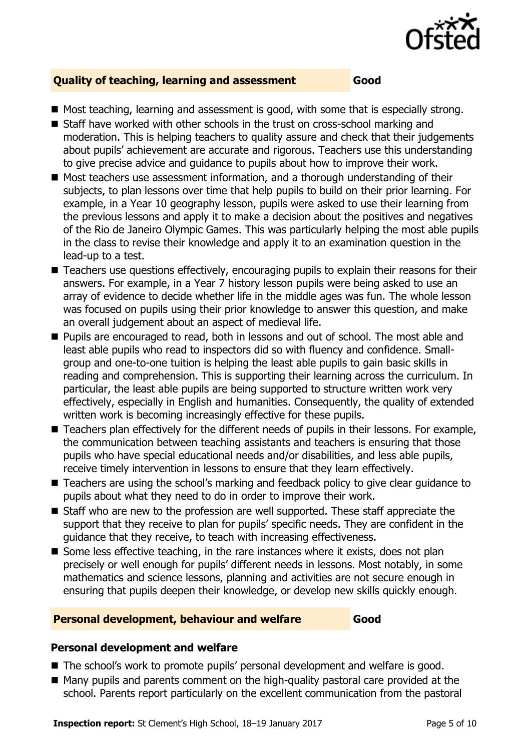## Quality of teaching, learning and assessment — Good

- Most teaching, learning and assessment is good, with some that is especially strong.
- Staff have worked with other schools in the trust on cross-school marking and moderation. This is helping teachers to quality assure and check that their judgements about pupils' achievement are accurate and rigorous. Teachers use this understanding to give precise advice and guidance to pupils about how to improve their work.
- Most teachers use assessment information, and a thorough understanding of their subjects, to plan lessons over time that help pupils to build on their prior learning. For example, in a Year 10 geography lesson, pupils were asked to use their learning from the previous lessons and apply it to make a decision about the positives and negatives of the Rio de Janeiro Olympic Games. This was particularly helping the most able pupils in the class to revise their knowledge and apply it to an examination question in the lead-up to a test.
- Teachers use questions effectively, encouraging pupils to explain their reasons for their answers. For example, in a Year 7 history lesson pupils were being asked to use an array of evidence to decide whether life in the middle ages was fun. The whole lesson was focused on pupils using their prior knowledge to answer this question, and make an overall judgement about an aspect of medieval life.
- Pupils are encouraged to read, both in lessons and out of school. The most able and least able pupils who read to inspectors did so with fluency and confidence. Small-group and one-to-one tuition is helping the least able pupils to gain basic skills in reading and comprehension. This is supporting their learning across the curriculum. In particular, the least able pupils are being supported to structure written work very effectively, especially in English and humanities. Consequently, the quality of extended written work is becoming increasingly effective for these pupils.
- Teachers plan effectively for the different needs of pupils in their lessons. For example, the communication between teaching assistants and teachers is ensuring that those pupils who have special educational needs and/or disabilities, and less able pupils, receive timely intervention in lessons to ensure that they learn effectively.
- Teachers are using the school's marking and feedback policy to give clear guidance to pupils about what they need to do in order to improve their work.
- Staff who are new to the profession are well supported. These staff appreciate the support that they receive to plan for pupils' specific needs. They are confident in the guidance that they receive, to teach with increasing effectiveness.
- Some less effective teaching, in the rare instances where it exists, does not plan precisely or well enough for pupils' different needs in lessons. Most notably, in some mathematics and science lessons, planning and activities are not secure enough in ensuring that pupils deepen their knowledge, or develop new skills quickly enough.

## Personal development, behaviour and welfare — Good

### Personal development and welfare

- The school's work to promote pupils' personal development and welfare is good.
- Many pupils and parents comment on the high-quality pastoral care provided at the school. Parents report particularly on the excellent communication from the pastoral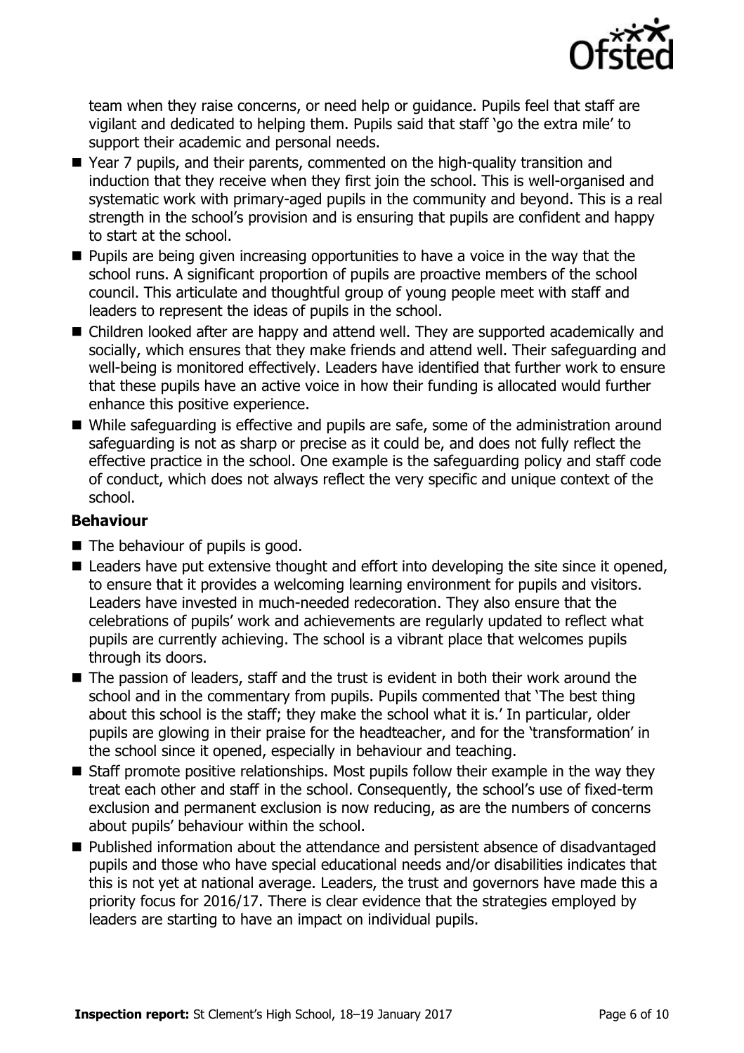team when they raise concerns, or need help or guidance. Pupils feel that staff are vigilant and dedicated to helping them. Pupils said that staff 'go the extra mile' to support their academic and personal needs.

- Year 7 pupils, and their parents, commented on the high-quality transition and induction that they receive when they first join the school. This is well-organised and systematic work with primary-aged pupils in the community and beyond. This is a real strength in the school's provision and is ensuring that pupils are confident and happy to start at the school.
- Pupils are being given increasing opportunities to have a voice in the way that the school runs. A significant proportion of pupils are proactive members of the school council. This articulate and thoughtful group of young people meet with staff and leaders to represent the ideas of pupils in the school.
- Children looked after are happy and attend well. They are supported academically and socially, which ensures that they make friends and attend well. Their safeguarding and well-being is monitored effectively. Leaders have identified that further work to ensure that these pupils have an active voice in how their funding is allocated would further enhance this positive experience.
- While safeguarding is effective and pupils are safe, some of the administration around safeguarding is not as sharp or precise as it could be, and does not fully reflect the effective practice in the school. One example is the safeguarding policy and staff code of conduct, which does not always reflect the very specific and unique context of the school.

### Behaviour

- The behaviour of pupils is good.
- Leaders have put extensive thought and effort into developing the site since it opened, to ensure that it provides a welcoming learning environment for pupils and visitors. Leaders have invested in much-needed redecoration. They also ensure that the celebrations of pupils' work and achievements are regularly updated to reflect what pupils are currently achieving. The school is a vibrant place that welcomes pupils through its doors.
- The passion of leaders, staff and the trust is evident in both their work around the school and in the commentary from pupils. Pupils commented that 'The best thing about this school is the staff; they make the school what it is.' In particular, older pupils are glowing in their praise for the headteacher, and for the 'transformation' in the school since it opened, especially in behaviour and teaching.
- Staff promote positive relationships. Most pupils follow their example in the way they treat each other and staff in the school. Consequently, the school's use of fixed-term exclusion and permanent exclusion is now reducing, as are the numbers of concerns about pupils' behaviour within the school.
- Published information about the attendance and persistent absence of disadvantaged pupils and those who have special educational needs and/or disabilities indicates that this is not yet at national average. Leaders, the trust and governors have made this a priority focus for 2016/17. There is clear evidence that the strategies employed by leaders are starting to have an impact on individual pupils.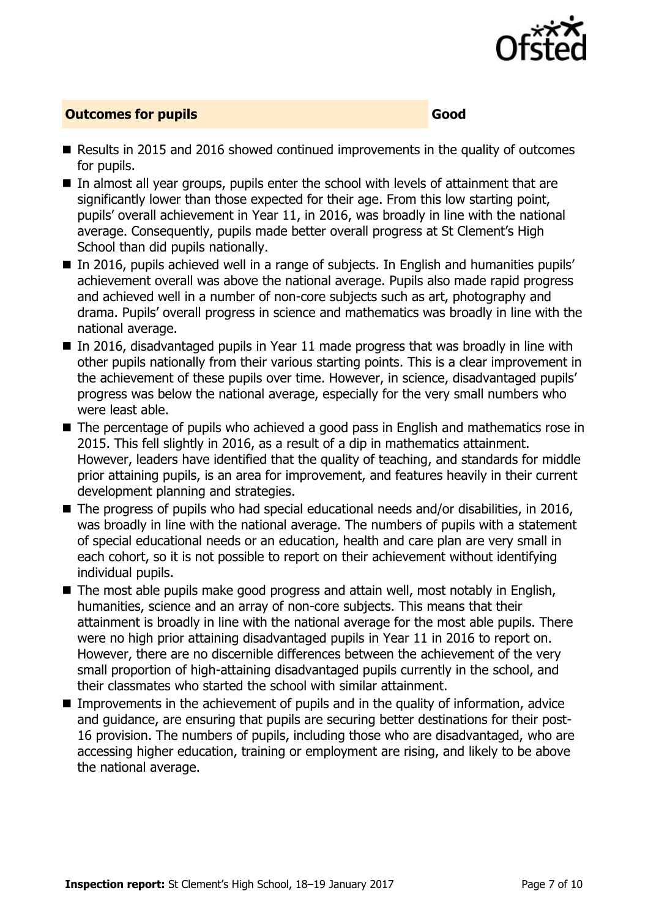## Outcomes for pupils — Good

- Results in 2015 and 2016 showed continued improvements in the quality of outcomes for pupils.
- In almost all year groups, pupils enter the school with levels of attainment that are significantly lower than those expected for their age. From this low starting point, pupils' overall achievement in Year 11, in 2016, was broadly in line with the national average. Consequently, pupils made better overall progress at St Clement's High School than did pupils nationally.
- In 2016, pupils achieved well in a range of subjects. In English and humanities pupils' achievement overall was above the national average. Pupils also made rapid progress and achieved well in a number of non-core subjects such as art, photography and drama. Pupils' overall progress in science and mathematics was broadly in line with the national average.
- In 2016, disadvantaged pupils in Year 11 made progress that was broadly in line with other pupils nationally from their various starting points. This is a clear improvement in the achievement of these pupils over time. However, in science, disadvantaged pupils' progress was below the national average, especially for the very small numbers who were least able.
- The percentage of pupils who achieved a good pass in English and mathematics rose in 2015. This fell slightly in 2016, as a result of a dip in mathematics attainment. However, leaders have identified that the quality of teaching, and standards for middle prior attaining pupils, is an area for improvement, and features heavily in their current development planning and strategies.
- The progress of pupils who had special educational needs and/or disabilities, in 2016, was broadly in line with the national average. The numbers of pupils with a statement of special educational needs or an education, health and care plan are very small in each cohort, so it is not possible to report on their achievement without identifying individual pupils.
- The most able pupils make good progress and attain well, most notably in English, humanities, science and an array of non-core subjects. This means that their attainment is broadly in line with the national average for the most able pupils. There were no high prior attaining disadvantaged pupils in Year 11 in 2016 to report on. However, there are no discernible differences between the achievement of the very small proportion of high-attaining disadvantaged pupils currently in the school, and their classmates who started the school with similar attainment.
- Improvements in the achievement of pupils and in the quality of information, advice and guidance, are ensuring that pupils are securing better destinations for their post-16 provision. The numbers of pupils, including those who are disadvantaged, who are accessing higher education, training or employment are rising, and likely to be above the national average.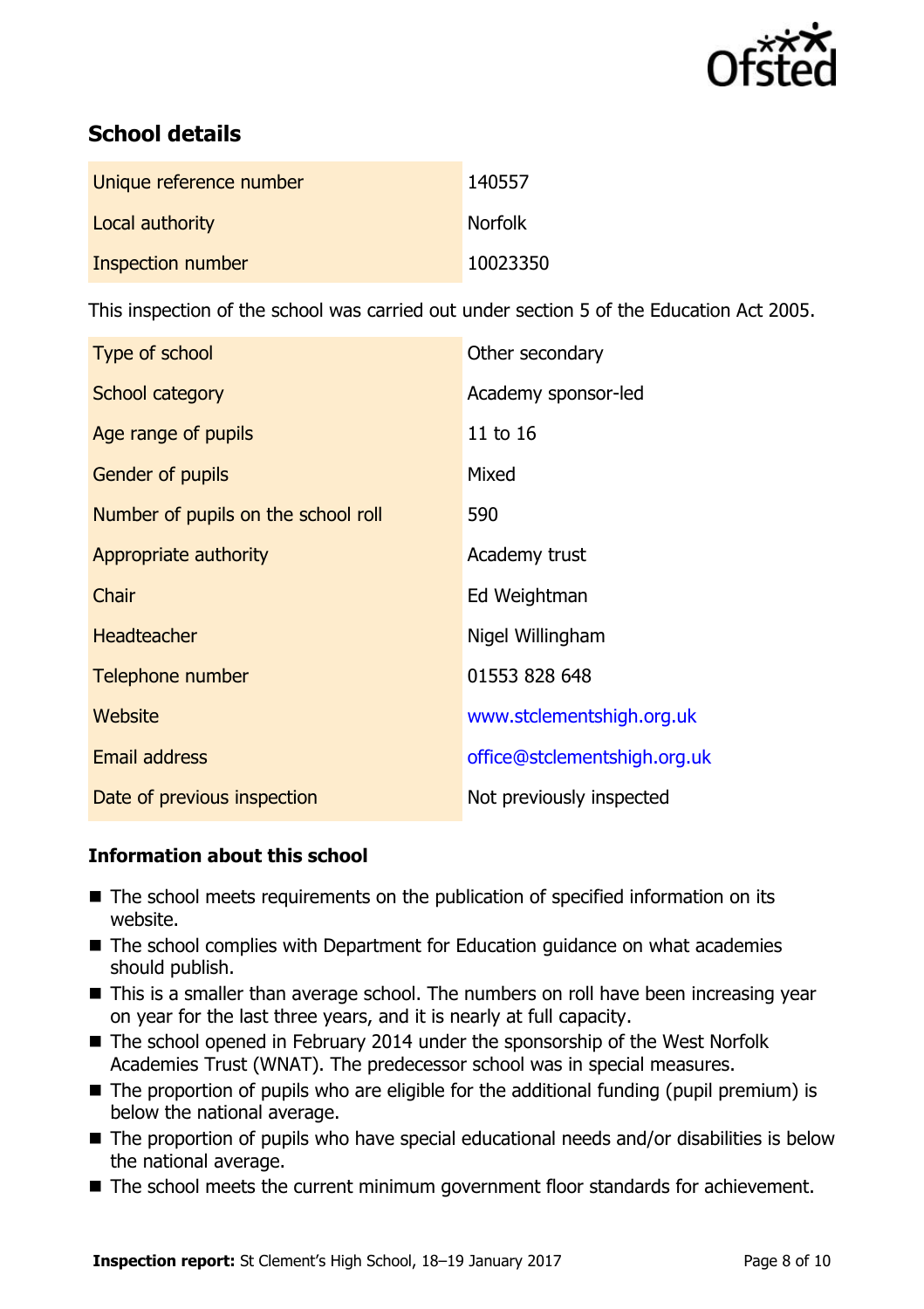## School details

| | |
|---|---|
| Unique reference number | 140557 |
| Local authority | Norfolk |
| Inspection number | 10023350 |

This inspection of the school was carried out under section 5 of the Education Act 2005.

| | |
|---|---|
| Type of school | Other secondary |
| School category | Academy sponsor-led |
| Age range of pupils | 11 to 16 |
| Gender of pupils | Mixed |
| Number of pupils on the school roll | 590 |
| Appropriate authority | Academy trust |
| Chair | Ed Weightman |
| Headteacher | Nigel Willingham |
| Telephone number | 01553 828 648 |
| Website | www.stclementshigh.org.uk |
| Email address | office@stclementshigh.org.uk |
| Date of previous inspection | Not previously inspected |

### Information about this school

- The school meets requirements on the publication of specified information on its website.
- The school complies with Department for Education guidance on what academies should publish.
- This is a smaller than average school. The numbers on roll have been increasing year on year for the last three years, and it is nearly at full capacity.
- The school opened in February 2014 under the sponsorship of the West Norfolk Academies Trust (WNAT). The predecessor school was in special measures.
- The proportion of pupils who are eligible for the additional funding (pupil premium) is below the national average.
- The proportion of pupils who have special educational needs and/or disabilities is below the national average.
- The school meets the current minimum government floor standards for achievement.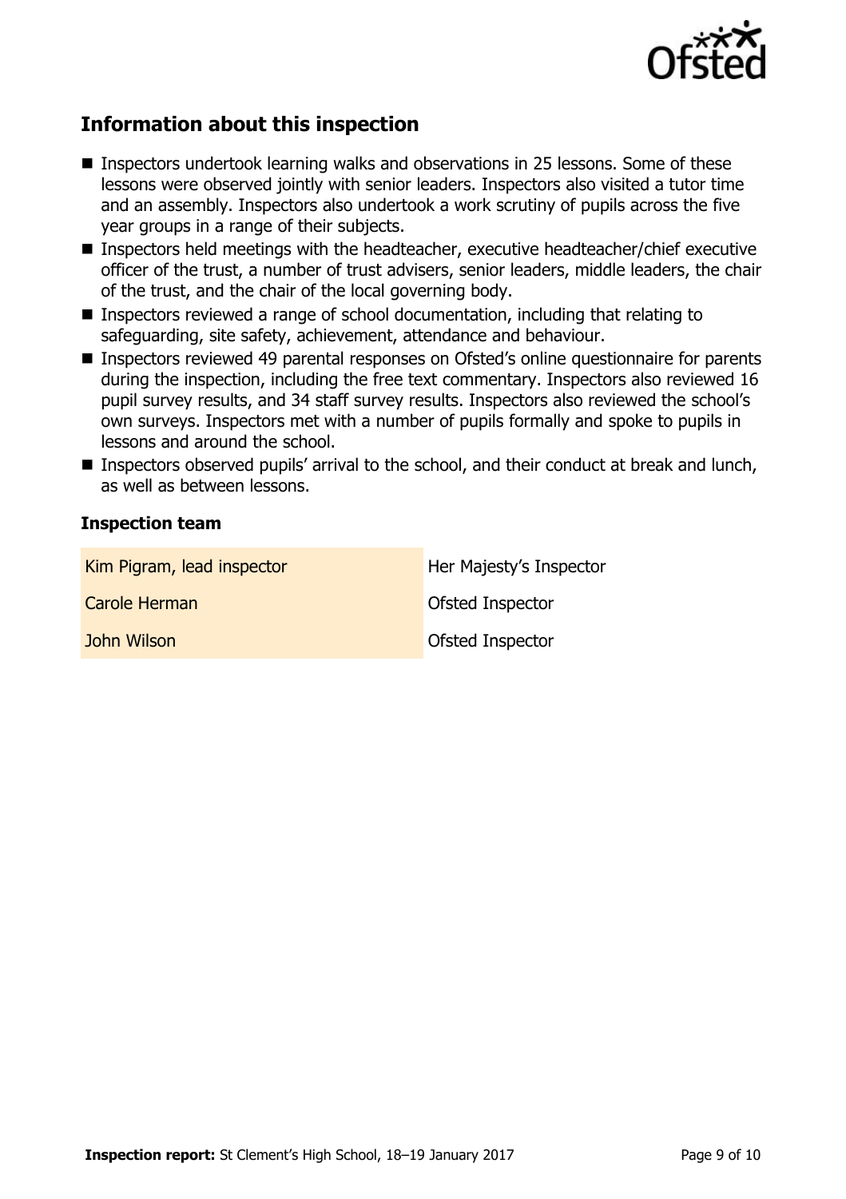## Information about this inspection

- Inspectors undertook learning walks and observations in 25 lessons. Some of these lessons were observed jointly with senior leaders. Inspectors also visited a tutor time and an assembly. Inspectors also undertook a work scrutiny of pupils across the five year groups in a range of their subjects.
- Inspectors held meetings with the headteacher, executive headteacher/chief executive officer of the trust, a number of trust advisers, senior leaders, middle leaders, the chair of the trust, and the chair of the local governing body.
- Inspectors reviewed a range of school documentation, including that relating to safeguarding, site safety, achievement, attendance and behaviour.
- Inspectors reviewed 49 parental responses on Ofsted's online questionnaire for parents during the inspection, including the free text commentary. Inspectors also reviewed 16 pupil survey results, and 34 staff survey results. Inspectors also reviewed the school's own surveys. Inspectors met with a number of pupils formally and spoke to pupils in lessons and around the school.
- Inspectors observed pupils' arrival to the school, and their conduct at break and lunch, as well as between lessons.

### Inspection team

| | |
|---|---|
| Kim Pigram, lead inspector | Her Majesty's Inspector |
| Carole Herman | Ofsted Inspector |
| John Wilson | Ofsted Inspector |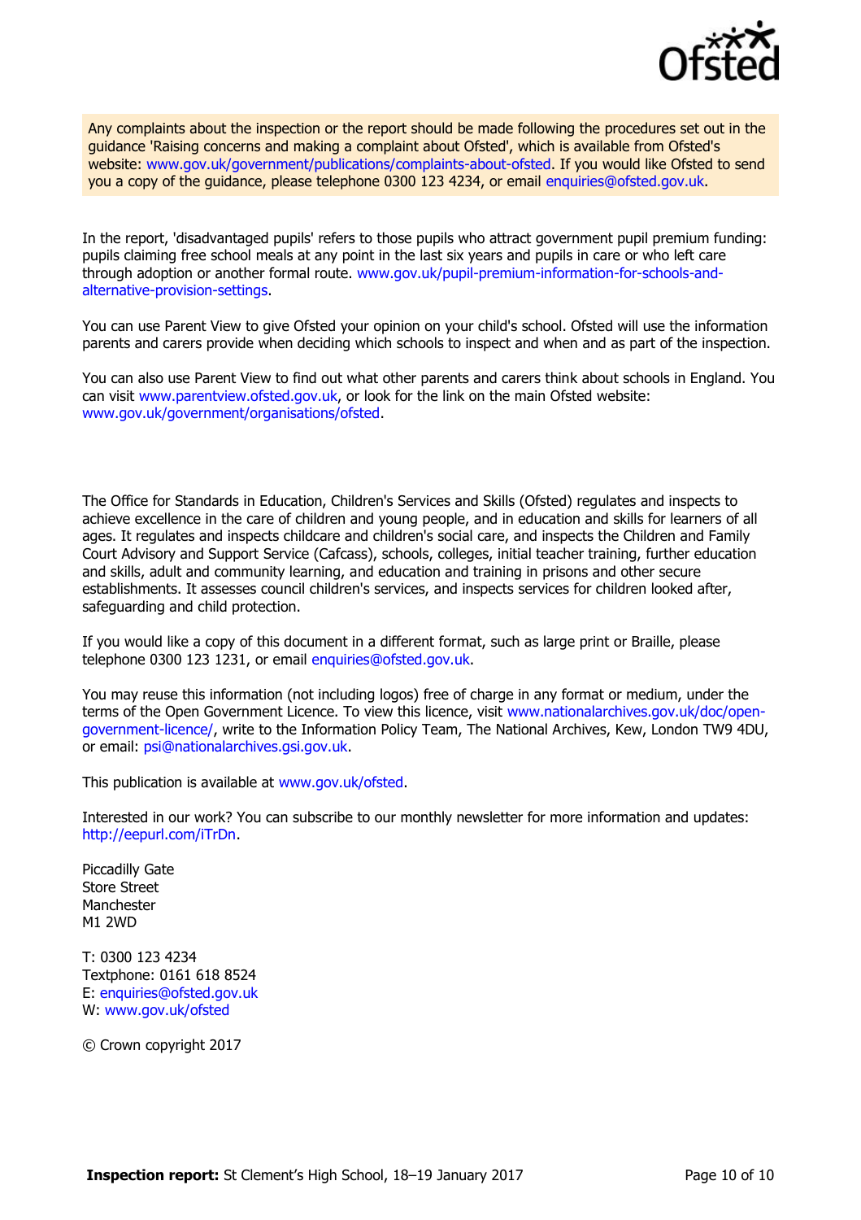Any complaints about the inspection or the report should be made following the procedures set out in the guidance 'Raising concerns and making a complaint about Ofsted', which is available from Ofsted's website: www.gov.uk/government/publications/complaints-about-ofsted. If you would like Ofsted to send you a copy of the guidance, please telephone 0300 123 4234, or email enquiries@ofsted.gov.uk.

In the report, 'disadvantaged pupils' refers to those pupils who attract government pupil premium funding: pupils claiming free school meals at any point in the last six years and pupils in care or who left care through adoption or another formal route. www.gov.uk/pupil-premium-information-for-schools-and-alternative-provision-settings.

You can use Parent View to give Ofsted your opinion on your child's school. Ofsted will use the information parents and carers provide when deciding which schools to inspect and when and as part of the inspection.

You can also use Parent View to find out what other parents and carers think about schools in England. You can visit www.parentview.ofsted.gov.uk, or look for the link on the main Ofsted website: www.gov.uk/government/organisations/ofsted.

The Office for Standards in Education, Children's Services and Skills (Ofsted) regulates and inspects to achieve excellence in the care of children and young people, and in education and skills for learners of all ages. It regulates and inspects childcare and children's social care, and inspects the Children and Family Court Advisory and Support Service (Cafcass), schools, colleges, initial teacher training, further education and skills, adult and community learning, and education and training in prisons and other secure establishments. It assesses council children's services, and inspects services for children looked after, safeguarding and child protection.

If you would like a copy of this document in a different format, such as large print or Braille, please telephone 0300 123 1231, or email enquiries@ofsted.gov.uk.

You may reuse this information (not including logos) free of charge in any format or medium, under the terms of the Open Government Licence. To view this licence, visit www.nationalarchives.gov.uk/doc/open-government-licence/, write to the Information Policy Team, The National Archives, Kew, London TW9 4DU, or email: psi@nationalarchives.gsi.gov.uk.

This publication is available at www.gov.uk/ofsted.

Interested in our work? You can subscribe to our monthly newsletter for more information and updates: http://eepurl.com/iTrDn.

Piccadilly Gate
Store Street
Manchester
M1 2WD

T: 0300 123 4234
Textphone: 0161 618 8524
E: enquiries@ofsted.gov.uk
W: www.gov.uk/ofsted

© Crown copyright 2017